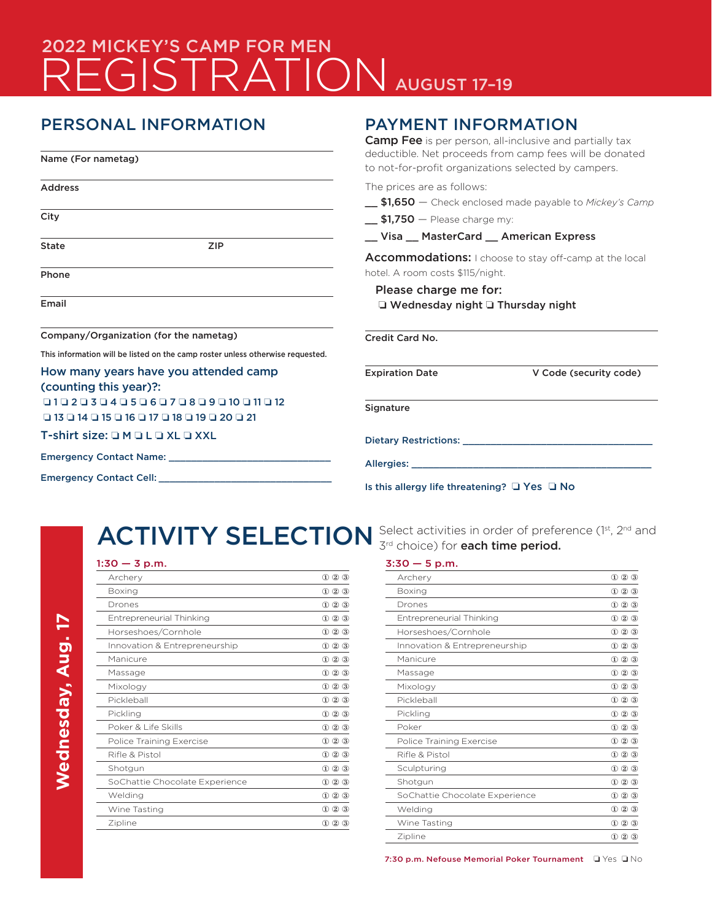# 2022 MICKEY'S CAMP FOR MEN

# REGISTRATION AUGUST 17–19

## PERSONAL INFORMATION

Name (For nametag)

Address

City

State ZIP

Phone

Email

Company/Organization (for the nametag)

This information will be listed on the camp roster unless otherwise requested.

**How many years have you attended camp (counting this year)?:**

❑ 1 ❑ 2 ❑ 3 ❑ 4 ❑ 5 ❑ 6 ❑ 7 ❑ 8 ❑ 9 ❑ 10 ❑ 11 ❑ 12
❑ 13 ❑ 14 ❑ 15 ❑ 16 ❑ 17 ❑ 18 ❑ 19 ❑ 20 ❑ 21

**T-shirt size:** ❑ M ❑ L ❑ XL ❑ XXL

Emergency Contact Name: ______________________________

Emergency Contact Cell: ______________________________

## PAYMENT INFORMATION

**Camp Fee** is per person, all-inclusive and partially tax deductible. Net proceeds from camp fees will be donated to not-for-profit organizations selected by campers.

The prices are as follows:

__ **$1,650** — Check enclosed made payable to *Mickey's Camp*

__ **$1,750** — Please charge my:

__ Visa __ MasterCard __ American Express

**Accommodations:** I choose to stay off-camp at the local hotel. A room costs $115/night.

Please charge me for:
❑ Wednesday night ❑ Thursday night

Credit Card No.

Expiration Date V Code (security code)

Signature

Dietary Restrictions: ______________________________

Allergies: ______________________________

Is this allergy life threatening? ❑ Yes ❑ No

## ACTIVITY SELECTION

Select activities in order of preference (1st, 2nd and 3rd choice) for **each time period.**

### Wednesday, Aug. 17

**1:30 — 3 p.m.**

| Activity | Choice |
|---|---|
| Archery | ① ② ③ |
| Boxing | ① ② ③ |
| Drones | ① ② ③ |
| Entrepreneurial Thinking | ① ② ③ |
| Horseshoes/Cornhole | ① ② ③ |
| Innovation & Entrepreneurship | ① ② ③ |
| Manicure | ① ② ③ |
| Massage | ① ② ③ |
| Mixology | ① ② ③ |
| Pickleball | ① ② ③ |
| Pickling | ① ② ③ |
| Poker & Life Skills | ① ② ③ |
| Police Training Exercise | ① ② ③ |
| Rifle & Pistol | ① ② ③ |
| Shotgun | ① ② ③ |
| SoChattie Chocolate Experience | ① ② ③ |
| Welding | ① ② ③ |
| Wine Tasting | ① ② ③ |
| Zipline | ① ② ③ |

**3:30 — 5 p.m.**

| Activity | Choice |
|---|---|
| Archery | ① ② ③ |
| Boxing | ① ② ③ |
| Drones | ① ② ③ |
| Entrepreneurial Thinking | ① ② ③ |
| Horseshoes/Cornhole | ① ② ③ |
| Innovation & Entrepreneurship | ① ② ③ |
| Manicure | ① ② ③ |
| Massage | ① ② ③ |
| Mixology | ① ② ③ |
| Pickleball | ① ② ③ |
| Pickling | ① ② ③ |
| Poker | ① ② ③ |
| Police Training Exercise | ① ② ③ |
| Rifle & Pistol | ① ② ③ |
| Sculpturing | ① ② ③ |
| Shotgun | ① ② ③ |
| SoChattie Chocolate Experience | ① ② ③ |
| Welding | ① ② ③ |
| Wine Tasting | ① ② ③ |
| Zipline | ① ② ③ |

**7:30 p.m. Nefouse Memorial Poker Tournament** ❑ Yes ❑ No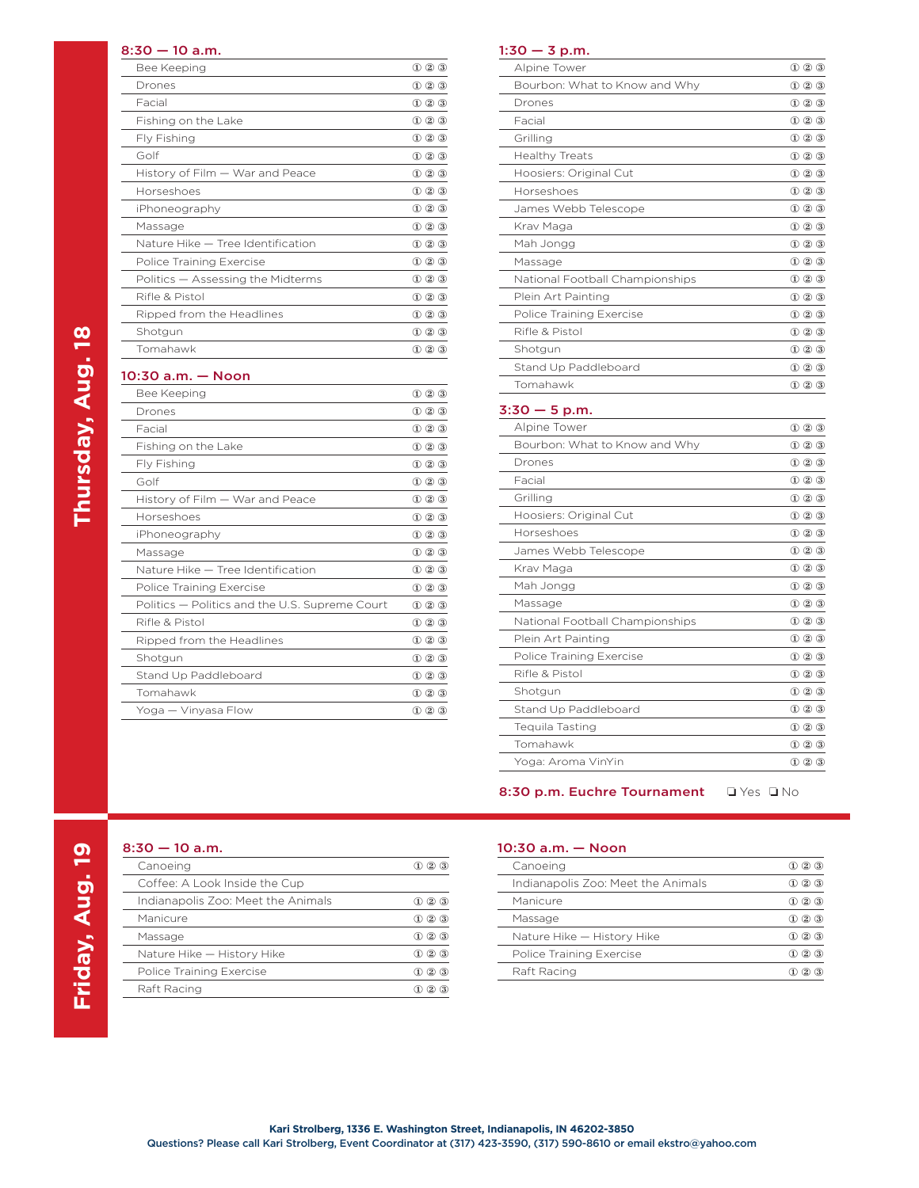## Thursday, Aug. 18

### 8:30 — 10 a.m.

| | |
|---|---|
| Bee Keeping | ① ② ③ |
| Drones | ① ② ③ |
| Facial | ① ② ③ |
| Fishing on the Lake | ① ② ③ |
| Fly Fishing | ① ② ③ |
| Golf | ① ② ③ |
| History of Film — War and Peace | ① ② ③ |
| Horseshoes | ① ② ③ |
| iPhoneography | ① ② ③ |
| Massage | ① ② ③ |
| Nature Hike — Tree Identification | ① ② ③ |
| Police Training Exercise | ① ② ③ |
| Politics — Assessing the Midterms | ① ② ③ |
| Rifle & Pistol | ① ② ③ |
| Ripped from the Headlines | ① ② ③ |
| Shotgun | ① ② ③ |
| Tomahawk | ① ② ③ |

### 10:30 a.m. — Noon

| | |
|---|---|
| Bee Keeping | ① ② ③ |
| Drones | ① ② ③ |
| Facial | ① ② ③ |
| Fishing on the Lake | ① ② ③ |
| Fly Fishing | ① ② ③ |
| Golf | ① ② ③ |
| History of Film — War and Peace | ① ② ③ |
| Horseshoes | ① ② ③ |
| iPhoneography | ① ② ③ |
| Massage | ① ② ③ |
| Nature Hike — Tree Identification | ① ② ③ |
| Police Training Exercise | ① ② ③ |
| Politics — Politics and the U.S. Supreme Court | ① ② ③ |
| Rifle & Pistol | ① ② ③ |
| Ripped from the Headlines | ① ② ③ |
| Shotgun | ① ② ③ |
| Stand Up Paddleboard | ① ② ③ |
| Tomahawk | ① ② ③ |
| Yoga — Vinyasa Flow | ① ② ③ |

### 1:30 — 3 p.m.

| | |
|---|---|
| Alpine Tower | ① ② ③ |
| Bourbon: What to Know and Why | ① ② ③ |
| Drones | ① ② ③ |
| Facial | ① ② ③ |
| Grilling | ① ② ③ |
| Healthy Treats | ① ② ③ |
| Hoosiers: Original Cut | ① ② ③ |
| Horseshoes | ① ② ③ |
| James Webb Telescope | ① ② ③ |
| Krav Maga | ① ② ③ |
| Mah Jongg | ① ② ③ |
| Massage | ① ② ③ |
| National Football Championships | ① ② ③ |
| Plein Art Painting | ① ② ③ |
| Police Training Exercise | ① ② ③ |
| Rifle & Pistol | ① ② ③ |
| Shotgun | ① ② ③ |
| Stand Up Paddleboard | ① ② ③ |
| Tomahawk | ① ② ③ |

### 3:30 — 5 p.m.

| | |
|---|---|
| Alpine Tower | ① ② ③ |
| Bourbon: What to Know and Why | ① ② ③ |
| Drones | ① ② ③ |
| Facial | ① ② ③ |
| Grilling | ① ② ③ |
| Hoosiers: Original Cut | ① ② ③ |
| Horseshoes | ① ② ③ |
| James Webb Telescope | ① ② ③ |
| Krav Maga | ① ② ③ |
| Mah Jongg | ① ② ③ |
| Massage | ① ② ③ |
| National Football Championships | ① ② ③ |
| Plein Art Painting | ① ② ③ |
| Police Training Exercise | ① ② ③ |
| Rifle & Pistol | ① ② ③ |
| Shotgun | ① ② ③ |
| Stand Up Paddleboard | ① ② ③ |
| Tequila Tasting | ① ② ③ |
| Tomahawk | ① ② ③ |
| Yoga: Aroma VinYin | ① ② ③ |

### 8:30 p.m. Euchre Tournament

❏ Yes ❏ No

## Friday, Aug. 19

### 8:30 — 10 a.m.

| | |
|---|---|
| Canoeing | ① ② ③ |
| Coffee: A Look Inside the Cup | |
| Indianapolis Zoo: Meet the Animals | ① ② ③ |
| Manicure | ① ② ③ |
| Massage | ① ② ③ |
| Nature Hike — History Hike | ① ② ③ |
| Police Training Exercise | ① ② ③ |
| Raft Racing | ① ② ③ |

### 10:30 a.m. — Noon

| | |
|---|---|
| Canoeing | ① ② ③ |
| Indianapolis Zoo: Meet the Animals | ① ② ③ |
| Manicure | ① ② ③ |
| Massage | ① ② ③ |
| Nature Hike — History Hike | ① ② ③ |
| Police Training Exercise | ① ② ③ |
| Raft Racing | ① ② ③ |

**Kari Strolberg, 1336 E. Washington Street, Indianapolis, IN 46202-3850**
**Questions? Please call Kari Strolberg, Event Coordinator at (317) 423-3590, (317) 590-8610 or email ekstro@yahoo.com**